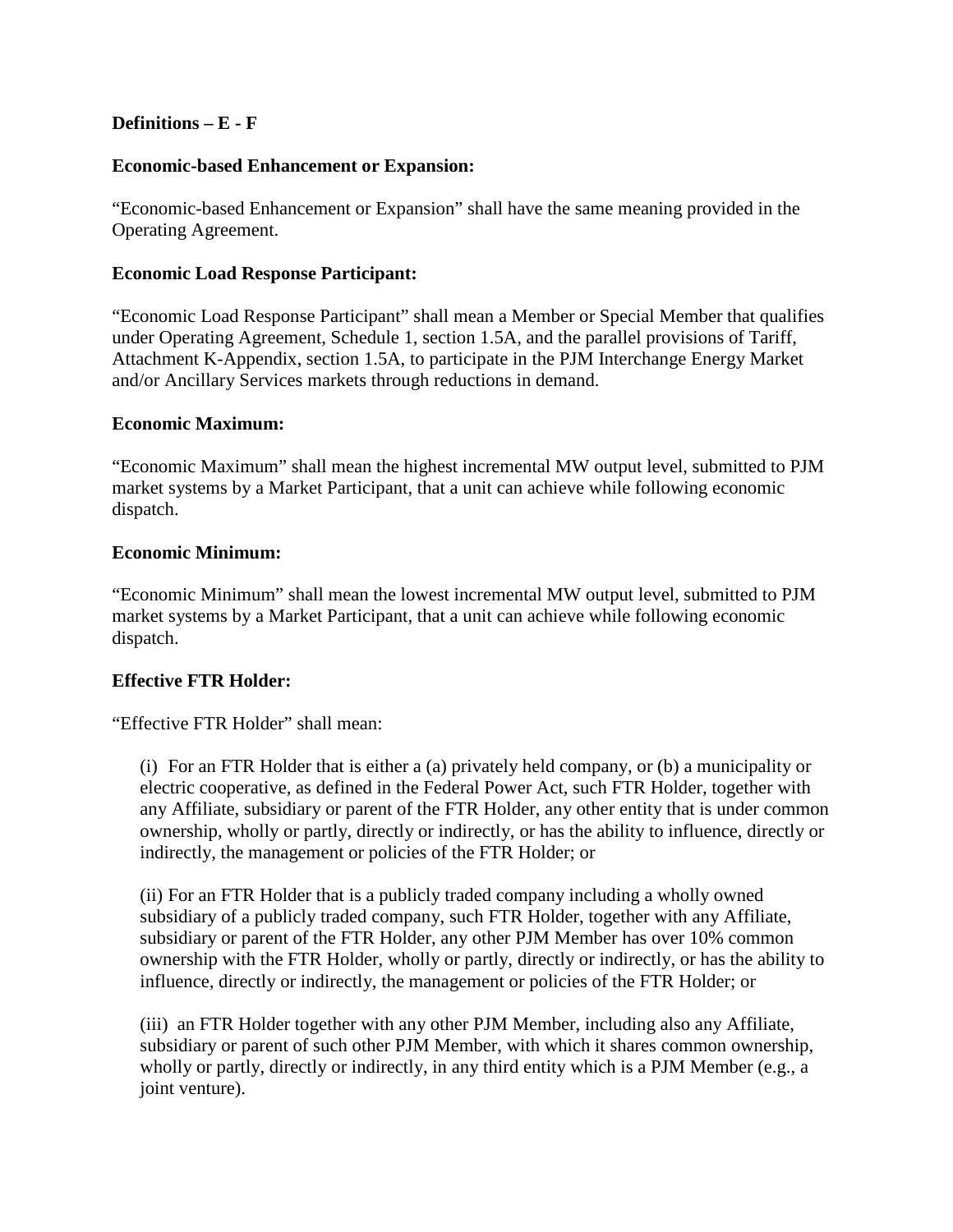**Definitions – E - F**

**Economic-based Enhancement or Expansion:**

"Economic-based Enhancement or Expansion" shall have the same meaning provided in the Operating Agreement.

**Economic Load Response Participant:**

"Economic Load Response Participant" shall mean a Member or Special Member that qualifies under Operating Agreement, Schedule 1, section 1.5A, and the parallel provisions of Tariff, Attachment K-Appendix, section 1.5A, to participate in the PJM Interchange Energy Market and/or Ancillary Services markets through reductions in demand.

**Economic Maximum:**

"Economic Maximum" shall mean the highest incremental MW output level, submitted to PJM market systems by a Market Participant, that a unit can achieve while following economic dispatch.

**Economic Minimum:**

"Economic Minimum" shall mean the lowest incremental MW output level, submitted to PJM market systems by a Market Participant, that a unit can achieve while following economic dispatch.

**Effective FTR Holder:**

"Effective FTR Holder" shall mean:

(i) For an FTR Holder that is either a (a) privately held company, or (b) a municipality or electric cooperative, as defined in the Federal Power Act, such FTR Holder, together with any Affiliate, subsidiary or parent of the FTR Holder, any other entity that is under common ownership, wholly or partly, directly or indirectly, or has the ability to influence, directly or indirectly, the management or policies of the FTR Holder; or

(ii) For an FTR Holder that is a publicly traded company including a wholly owned subsidiary of a publicly traded company, such FTR Holder, together with any Affiliate, subsidiary or parent of the FTR Holder, any other PJM Member has over 10% common ownership with the FTR Holder, wholly or partly, directly or indirectly, or has the ability to influence, directly or indirectly, the management or policies of the FTR Holder; or

(iii) an FTR Holder together with any other PJM Member, including also any Affiliate, subsidiary or parent of such other PJM Member, with which it shares common ownership, wholly or partly, directly or indirectly, in any third entity which is a PJM Member (e.g., a joint venture).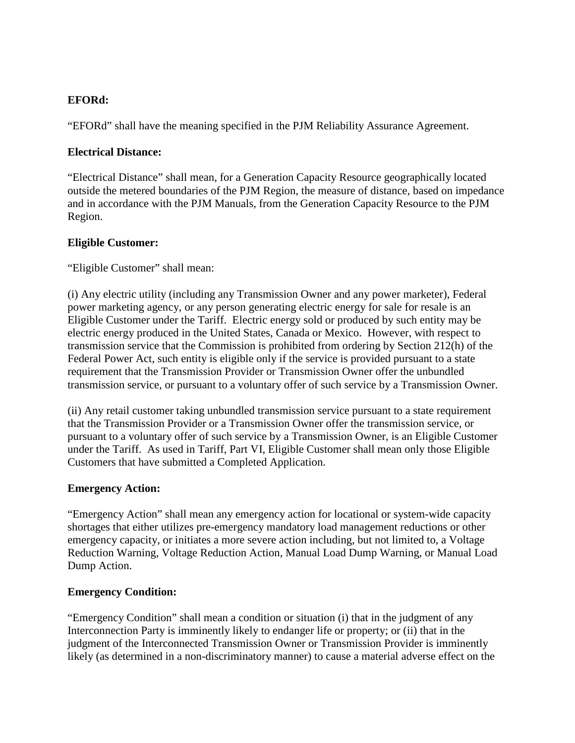**EFORd:**

"EFORd" shall have the meaning specified in the PJM Reliability Assurance Agreement.

**Electrical Distance:**

"Electrical Distance" shall mean, for a Generation Capacity Resource geographically located outside the metered boundaries of the PJM Region, the measure of distance, based on impedance and in accordance with the PJM Manuals, from the Generation Capacity Resource to the PJM Region.

**Eligible Customer:**

"Eligible Customer" shall mean:

(i) Any electric utility (including any Transmission Owner and any power marketer), Federal power marketing agency, or any person generating electric energy for sale for resale is an Eligible Customer under the Tariff. Electric energy sold or produced by such entity may be electric energy produced in the United States, Canada or Mexico. However, with respect to transmission service that the Commission is prohibited from ordering by Section 212(h) of the Federal Power Act, such entity is eligible only if the service is provided pursuant to a state requirement that the Transmission Provider or Transmission Owner offer the unbundled transmission service, or pursuant to a voluntary offer of such service by a Transmission Owner.

(ii) Any retail customer taking unbundled transmission service pursuant to a state requirement that the Transmission Provider or a Transmission Owner offer the transmission service, or pursuant to a voluntary offer of such service by a Transmission Owner, is an Eligible Customer under the Tariff. As used in Tariff, Part VI, Eligible Customer shall mean only those Eligible Customers that have submitted a Completed Application.

**Emergency Action:**

"Emergency Action" shall mean any emergency action for locational or system-wide capacity shortages that either utilizes pre-emergency mandatory load management reductions or other emergency capacity, or initiates a more severe action including, but not limited to, a Voltage Reduction Warning, Voltage Reduction Action, Manual Load Dump Warning, or Manual Load Dump Action.

**Emergency Condition:**

"Emergency Condition" shall mean a condition or situation (i) that in the judgment of any Interconnection Party is imminently likely to endanger life or property; or (ii) that in the judgment of the Interconnected Transmission Owner or Transmission Provider is imminently likely (as determined in a non-discriminatory manner) to cause a material adverse effect on the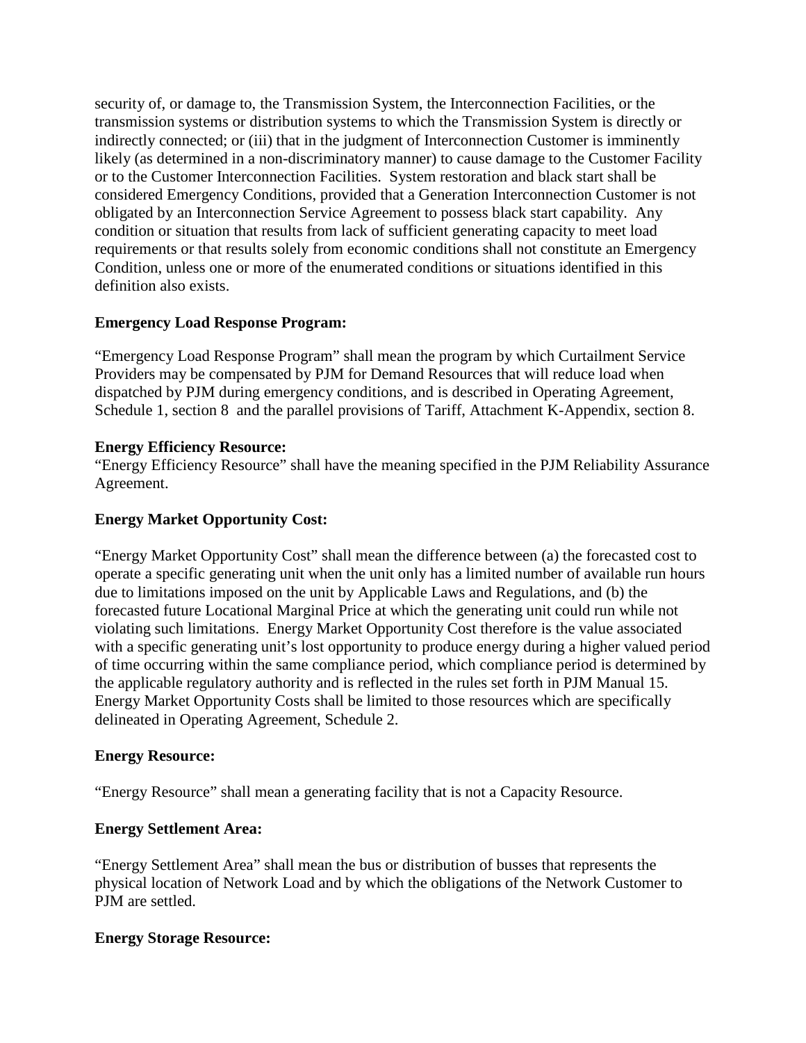security of, or damage to, the Transmission System, the Interconnection Facilities, or the transmission systems or distribution systems to which the Transmission System is directly or indirectly connected; or (iii) that in the judgment of Interconnection Customer is imminently likely (as determined in a non-discriminatory manner) to cause damage to the Customer Facility or to the Customer Interconnection Facilities. System restoration and black start shall be considered Emergency Conditions, provided that a Generation Interconnection Customer is not obligated by an Interconnection Service Agreement to possess black start capability. Any condition or situation that results from lack of sufficient generating capacity to meet load requirements or that results solely from economic conditions shall not constitute an Emergency Condition, unless one or more of the enumerated conditions or situations identified in this definition also exists.

**Emergency Load Response Program:**

"Emergency Load Response Program" shall mean the program by which Curtailment Service Providers may be compensated by PJM for Demand Resources that will reduce load when dispatched by PJM during emergency conditions, and is described in Operating Agreement, Schedule 1, section 8 and the parallel provisions of Tariff, Attachment K-Appendix, section 8.

**Energy Efficiency Resource:**

"Energy Efficiency Resource" shall have the meaning specified in the PJM Reliability Assurance Agreement.

**Energy Market Opportunity Cost:**

"Energy Market Opportunity Cost" shall mean the difference between (a) the forecasted cost to operate a specific generating unit when the unit only has a limited number of available run hours due to limitations imposed on the unit by Applicable Laws and Regulations, and (b) the forecasted future Locational Marginal Price at which the generating unit could run while not violating such limitations. Energy Market Opportunity Cost therefore is the value associated with a specific generating unit's lost opportunity to produce energy during a higher valued period of time occurring within the same compliance period, which compliance period is determined by the applicable regulatory authority and is reflected in the rules set forth in PJM Manual 15. Energy Market Opportunity Costs shall be limited to those resources which are specifically delineated in Operating Agreement, Schedule 2.

**Energy Resource:**

"Energy Resource" shall mean a generating facility that is not a Capacity Resource.

**Energy Settlement Area:**

"Energy Settlement Area" shall mean the bus or distribution of busses that represents the physical location of Network Load and by which the obligations of the Network Customer to PJM are settled.

**Energy Storage Resource:**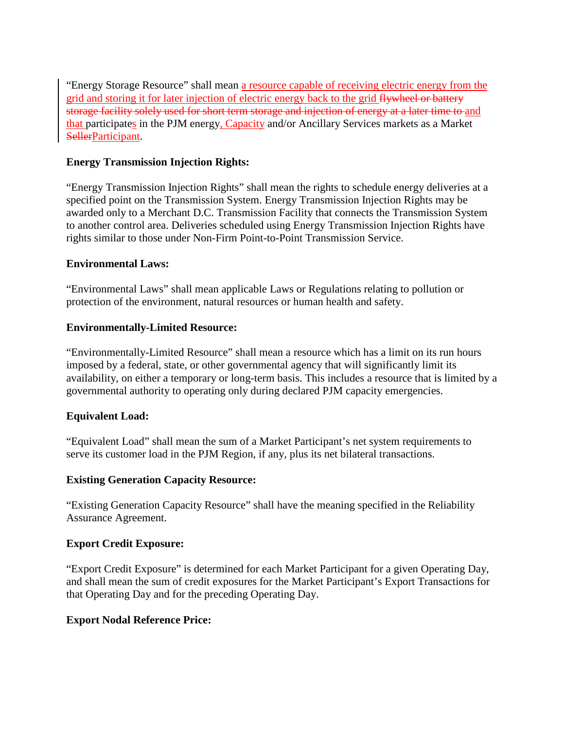"Energy Storage Resource" shall mean a resource capable of receiving electric energy from the grid and storing it for later injection of electric energy back to the grid ~~flywheel or battery storage facility solely used for short term storage and injection of energy at a later time to~~ and that participates in the PJM energy, Capacity and/or Ancillary Services markets as a Market ~~Seller~~Participant.

**Energy Transmission Injection Rights:**

"Energy Transmission Injection Rights" shall mean the rights to schedule energy deliveries at a specified point on the Transmission System. Energy Transmission Injection Rights may be awarded only to a Merchant D.C. Transmission Facility that connects the Transmission System to another control area. Deliveries scheduled using Energy Transmission Injection Rights have rights similar to those under Non-Firm Point-to-Point Transmission Service.

**Environmental Laws:**

"Environmental Laws" shall mean applicable Laws or Regulations relating to pollution or protection of the environment, natural resources or human health and safety.

**Environmentally-Limited Resource:**

"Environmentally-Limited Resource" shall mean a resource which has a limit on its run hours imposed by a federal, state, or other governmental agency that will significantly limit its availability, on either a temporary or long-term basis. This includes a resource that is limited by a governmental authority to operating only during declared PJM capacity emergencies.

**Equivalent Load:**

"Equivalent Load" shall mean the sum of a Market Participant's net system requirements to serve its customer load in the PJM Region, if any, plus its net bilateral transactions.

**Existing Generation Capacity Resource:**

"Existing Generation Capacity Resource" shall have the meaning specified in the Reliability Assurance Agreement.

**Export Credit Exposure:**

"Export Credit Exposure" is determined for each Market Participant for a given Operating Day, and shall mean the sum of credit exposures for the Market Participant's Export Transactions for that Operating Day and for the preceding Operating Day.

**Export Nodal Reference Price:**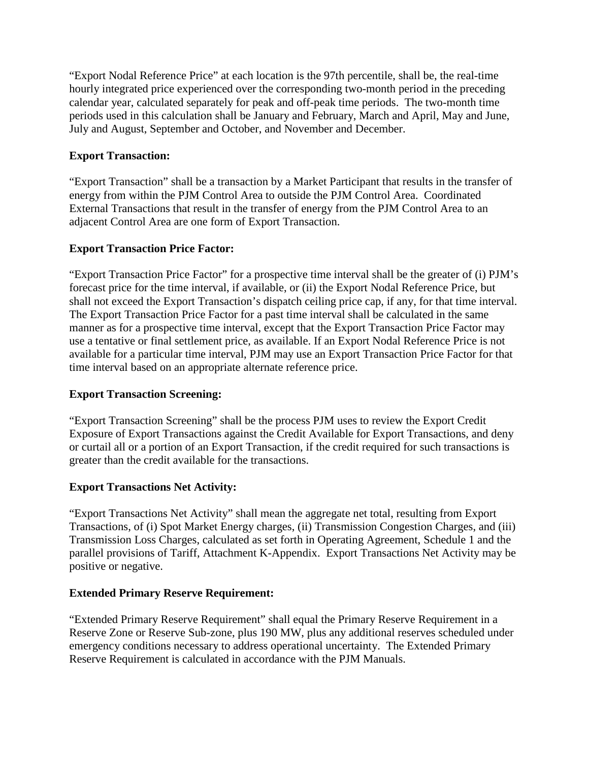"Export Nodal Reference Price" at each location is the 97th percentile, shall be, the real-time hourly integrated price experienced over the corresponding two-month period in the preceding calendar year, calculated separately for peak and off-peak time periods. The two-month time periods used in this calculation shall be January and February, March and April, May and June, July and August, September and October, and November and December.

**Export Transaction:**

"Export Transaction" shall be a transaction by a Market Participant that results in the transfer of energy from within the PJM Control Area to outside the PJM Control Area. Coordinated External Transactions that result in the transfer of energy from the PJM Control Area to an adjacent Control Area are one form of Export Transaction.

**Export Transaction Price Factor:**

"Export Transaction Price Factor" for a prospective time interval shall be the greater of (i) PJM's forecast price for the time interval, if available, or (ii) the Export Nodal Reference Price, but shall not exceed the Export Transaction's dispatch ceiling price cap, if any, for that time interval. The Export Transaction Price Factor for a past time interval shall be calculated in the same manner as for a prospective time interval, except that the Export Transaction Price Factor may use a tentative or final settlement price, as available. If an Export Nodal Reference Price is not available for a particular time interval, PJM may use an Export Transaction Price Factor for that time interval based on an appropriate alternate reference price.

**Export Transaction Screening:**

"Export Transaction Screening" shall be the process PJM uses to review the Export Credit Exposure of Export Transactions against the Credit Available for Export Transactions, and deny or curtail all or a portion of an Export Transaction, if the credit required for such transactions is greater than the credit available for the transactions.

**Export Transactions Net Activity:**

"Export Transactions Net Activity" shall mean the aggregate net total, resulting from Export Transactions, of (i) Spot Market Energy charges, (ii) Transmission Congestion Charges, and (iii) Transmission Loss Charges, calculated as set forth in Operating Agreement, Schedule 1 and the parallel provisions of Tariff, Attachment K-Appendix. Export Transactions Net Activity may be positive or negative.

**Extended Primary Reserve Requirement:**

"Extended Primary Reserve Requirement" shall equal the Primary Reserve Requirement in a Reserve Zone or Reserve Sub-zone, plus 190 MW, plus any additional reserves scheduled under emergency conditions necessary to address operational uncertainty. The Extended Primary Reserve Requirement is calculated in accordance with the PJM Manuals.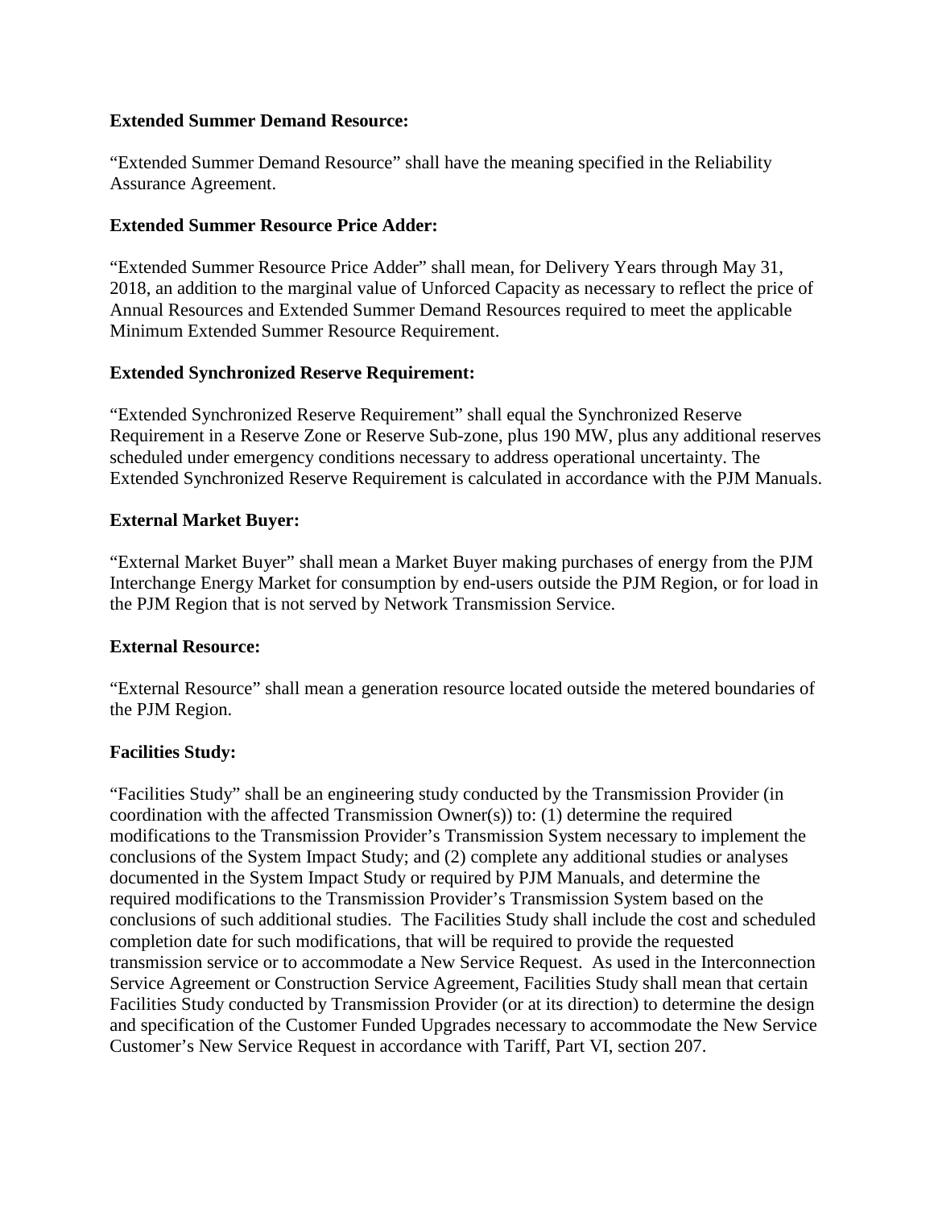**Extended Summer Demand Resource:**

"Extended Summer Demand Resource" shall have the meaning specified in the Reliability Assurance Agreement.

**Extended Summer Resource Price Adder:**

"Extended Summer Resource Price Adder" shall mean, for Delivery Years through May 31, 2018, an addition to the marginal value of Unforced Capacity as necessary to reflect the price of Annual Resources and Extended Summer Demand Resources required to meet the applicable Minimum Extended Summer Resource Requirement.

**Extended Synchronized Reserve Requirement:**

"Extended Synchronized Reserve Requirement" shall equal the Synchronized Reserve Requirement in a Reserve Zone or Reserve Sub-zone, plus 190 MW, plus any additional reserves scheduled under emergency conditions necessary to address operational uncertainty. The Extended Synchronized Reserve Requirement is calculated in accordance with the PJM Manuals.

**External Market Buyer:**

"External Market Buyer" shall mean a Market Buyer making purchases of energy from the PJM Interchange Energy Market for consumption by end-users outside the PJM Region, or for load in the PJM Region that is not served by Network Transmission Service.

**External Resource:**

"External Resource" shall mean a generation resource located outside the metered boundaries of the PJM Region.

**Facilities Study:**

"Facilities Study" shall be an engineering study conducted by the Transmission Provider (in coordination with the affected Transmission Owner(s)) to: (1) determine the required modifications to the Transmission Provider's Transmission System necessary to implement the conclusions of the System Impact Study; and (2) complete any additional studies or analyses documented in the System Impact Study or required by PJM Manuals, and determine the required modifications to the Transmission Provider's Transmission System based on the conclusions of such additional studies. The Facilities Study shall include the cost and scheduled completion date for such modifications, that will be required to provide the requested transmission service or to accommodate a New Service Request. As used in the Interconnection Service Agreement or Construction Service Agreement, Facilities Study shall mean that certain Facilities Study conducted by Transmission Provider (or at its direction) to determine the design and specification of the Customer Funded Upgrades necessary to accommodate the New Service Customer's New Service Request in accordance with Tariff, Part VI, section 207.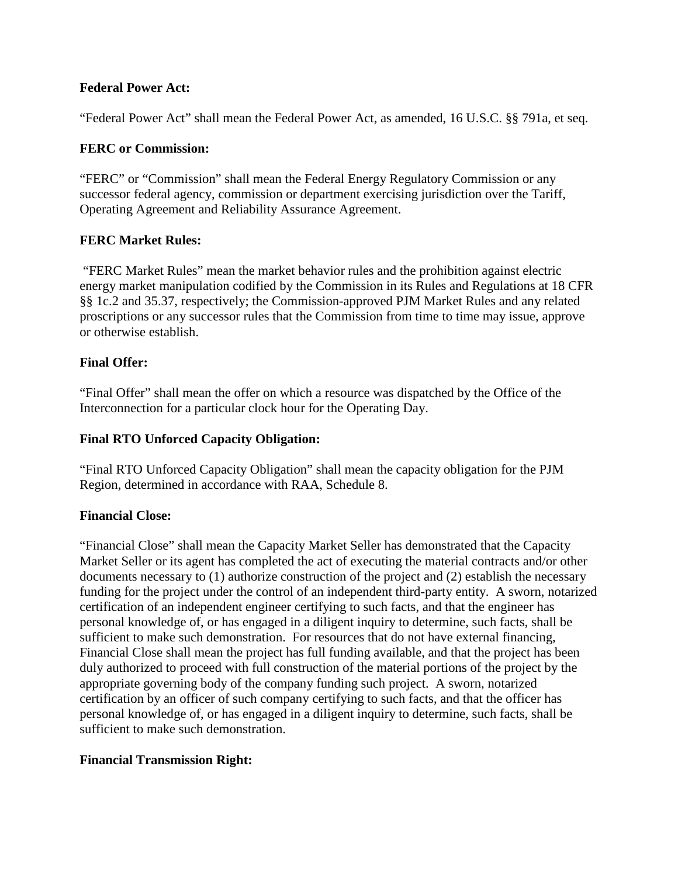**Federal Power Act:**

"Federal Power Act" shall mean the Federal Power Act, as amended, 16 U.S.C. §§ 791a, et seq.

**FERC or Commission:**

"FERC" or "Commission" shall mean the Federal Energy Regulatory Commission or any successor federal agency, commission or department exercising jurisdiction over the Tariff, Operating Agreement and Reliability Assurance Agreement.

**FERC Market Rules:**

"FERC Market Rules" mean the market behavior rules and the prohibition against electric energy market manipulation codified by the Commission in its Rules and Regulations at 18 CFR §§ 1c.2 and 35.37, respectively; the Commission-approved PJM Market Rules and any related proscriptions or any successor rules that the Commission from time to time may issue, approve or otherwise establish.

**Final Offer:**

"Final Offer" shall mean the offer on which a resource was dispatched by the Office of the Interconnection for a particular clock hour for the Operating Day.

**Final RTO Unforced Capacity Obligation:**

"Final RTO Unforced Capacity Obligation" shall mean the capacity obligation for the PJM Region, determined in accordance with RAA, Schedule 8.

**Financial Close:**

"Financial Close" shall mean the Capacity Market Seller has demonstrated that the Capacity Market Seller or its agent has completed the act of executing the material contracts and/or other documents necessary to (1) authorize construction of the project and (2) establish the necessary funding for the project under the control of an independent third-party entity. A sworn, notarized certification of an independent engineer certifying to such facts, and that the engineer has personal knowledge of, or has engaged in a diligent inquiry to determine, such facts, shall be sufficient to make such demonstration. For resources that do not have external financing, Financial Close shall mean the project has full funding available, and that the project has been duly authorized to proceed with full construction of the material portions of the project by the appropriate governing body of the company funding such project. A sworn, notarized certification by an officer of such company certifying to such facts, and that the officer has personal knowledge of, or has engaged in a diligent inquiry to determine, such facts, shall be sufficient to make such demonstration.

**Financial Transmission Right:**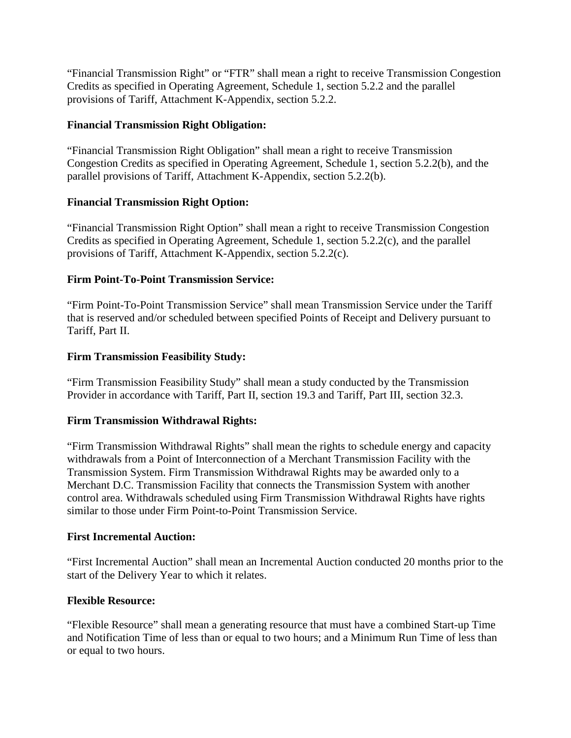"Financial Transmission Right" or "FTR" shall mean a right to receive Transmission Congestion Credits as specified in Operating Agreement, Schedule 1, section 5.2.2 and the parallel provisions of Tariff, Attachment K-Appendix, section 5.2.2.

**Financial Transmission Right Obligation:**

"Financial Transmission Right Obligation" shall mean a right to receive Transmission Congestion Credits as specified in Operating Agreement, Schedule 1, section 5.2.2(b), and the parallel provisions of Tariff, Attachment K-Appendix, section 5.2.2(b).

**Financial Transmission Right Option:**

"Financial Transmission Right Option" shall mean a right to receive Transmission Congestion Credits as specified in Operating Agreement, Schedule 1, section 5.2.2(c), and the parallel provisions of Tariff, Attachment K-Appendix, section 5.2.2(c).

**Firm Point-To-Point Transmission Service:**

"Firm Point-To-Point Transmission Service" shall mean Transmission Service under the Tariff that is reserved and/or scheduled between specified Points of Receipt and Delivery pursuant to Tariff, Part II.

**Firm Transmission Feasibility Study:**

"Firm Transmission Feasibility Study" shall mean a study conducted by the Transmission Provider in accordance with Tariff, Part II, section 19.3 and Tariff, Part III, section 32.3.

**Firm Transmission Withdrawal Rights:**

"Firm Transmission Withdrawal Rights" shall mean the rights to schedule energy and capacity withdrawals from a Point of Interconnection of a Merchant Transmission Facility with the Transmission System. Firm Transmission Withdrawal Rights may be awarded only to a Merchant D.C. Transmission Facility that connects the Transmission System with another control area. Withdrawals scheduled using Firm Transmission Withdrawal Rights have rights similar to those under Firm Point-to-Point Transmission Service.

**First Incremental Auction:**

"First Incremental Auction" shall mean an Incremental Auction conducted 20 months prior to the start of the Delivery Year to which it relates.

**Flexible Resource:**

"Flexible Resource" shall mean a generating resource that must have a combined Start-up Time and Notification Time of less than or equal to two hours; and a Minimum Run Time of less than or equal to two hours.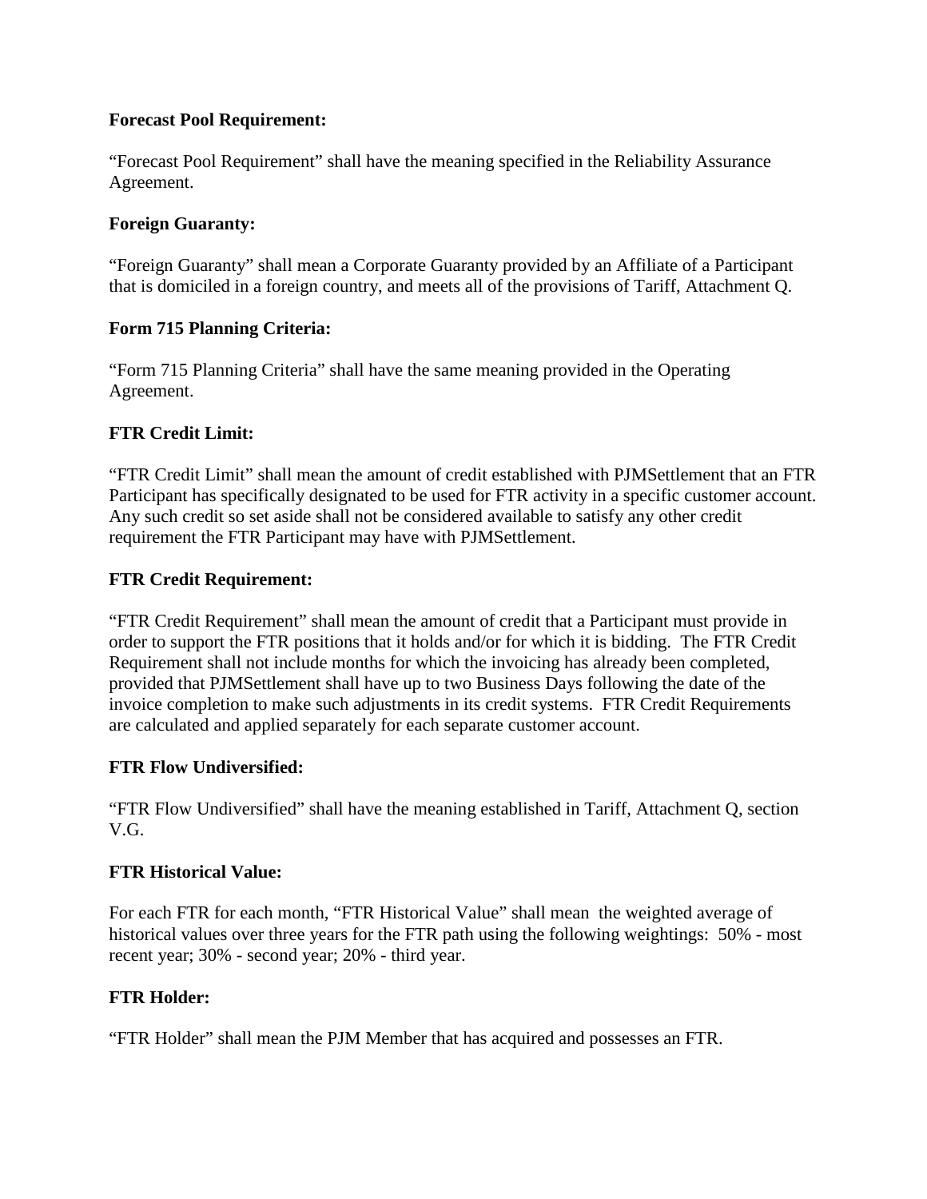**Forecast Pool Requirement:**

"Forecast Pool Requirement" shall have the meaning specified in the Reliability Assurance Agreement.

**Foreign Guaranty:**

"Foreign Guaranty" shall mean a Corporate Guaranty provided by an Affiliate of a Participant that is domiciled in a foreign country, and meets all of the provisions of Tariff, Attachment Q.

**Form 715 Planning Criteria:**

"Form 715 Planning Criteria" shall have the same meaning provided in the Operating Agreement.

**FTR Credit Limit:**

"FTR Credit Limit" shall mean the amount of credit established with PJMSettlement that an FTR Participant has specifically designated to be used for FTR activity in a specific customer account. Any such credit so set aside shall not be considered available to satisfy any other credit requirement the FTR Participant may have with PJMSettlement.

**FTR Credit Requirement:**

"FTR Credit Requirement" shall mean the amount of credit that a Participant must provide in order to support the FTR positions that it holds and/or for which it is bidding. The FTR Credit Requirement shall not include months for which the invoicing has already been completed, provided that PJMSettlement shall have up to two Business Days following the date of the invoice completion to make such adjustments in its credit systems. FTR Credit Requirements are calculated and applied separately for each separate customer account.

**FTR Flow Undiversified:**

"FTR Flow Undiversified" shall have the meaning established in Tariff, Attachment Q, section V.G.

**FTR Historical Value:**

For each FTR for each month, "FTR Historical Value" shall mean the weighted average of historical values over three years for the FTR path using the following weightings: 50% - most recent year; 30% - second year; 20% - third year.

**FTR Holder:**

"FTR Holder" shall mean the PJM Member that has acquired and possesses an FTR.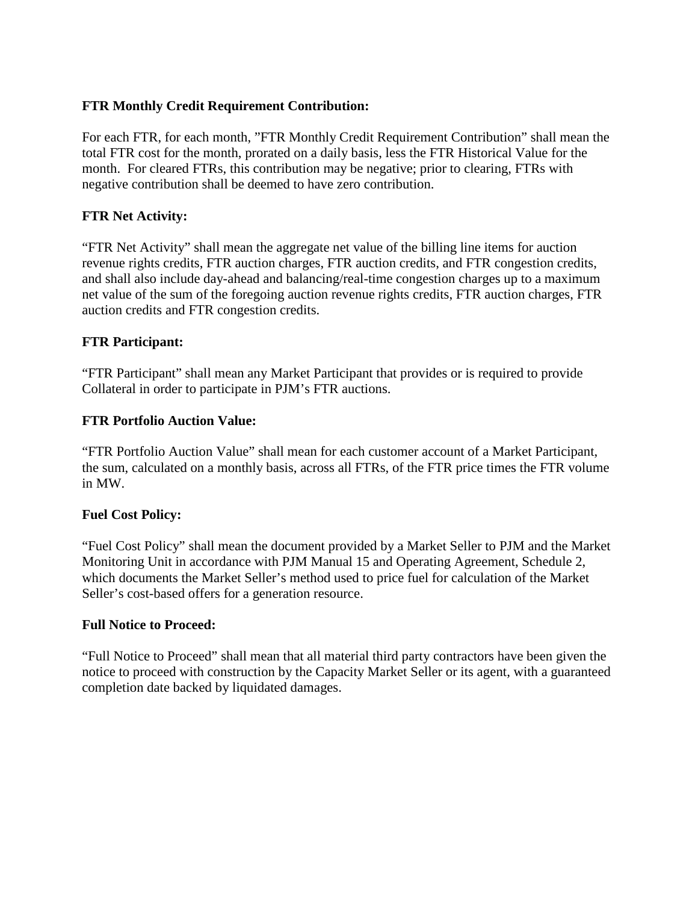**FTR Monthly Credit Requirement Contribution:**

For each FTR, for each month, "FTR Monthly Credit Requirement Contribution" shall mean the total FTR cost for the month, prorated on a daily basis, less the FTR Historical Value for the month. For cleared FTRs, this contribution may be negative; prior to clearing, FTRs with negative contribution shall be deemed to have zero contribution.

**FTR Net Activity:**

"FTR Net Activity" shall mean the aggregate net value of the billing line items for auction revenue rights credits, FTR auction charges, FTR auction credits, and FTR congestion credits, and shall also include day-ahead and balancing/real-time congestion charges up to a maximum net value of the sum of the foregoing auction revenue rights credits, FTR auction charges, FTR auction credits and FTR congestion credits.

**FTR Participant:**

"FTR Participant" shall mean any Market Participant that provides or is required to provide Collateral in order to participate in PJM's FTR auctions.

**FTR Portfolio Auction Value:**

"FTR Portfolio Auction Value" shall mean for each customer account of a Market Participant, the sum, calculated on a monthly basis, across all FTRs, of the FTR price times the FTR volume in MW.

**Fuel Cost Policy:**

"Fuel Cost Policy" shall mean the document provided by a Market Seller to PJM and the Market Monitoring Unit in accordance with PJM Manual 15 and Operating Agreement, Schedule 2, which documents the Market Seller's method used to price fuel for calculation of the Market Seller's cost-based offers for a generation resource.

**Full Notice to Proceed:**

"Full Notice to Proceed" shall mean that all material third party contractors have been given the notice to proceed with construction by the Capacity Market Seller or its agent, with a guaranteed completion date backed by liquidated damages.